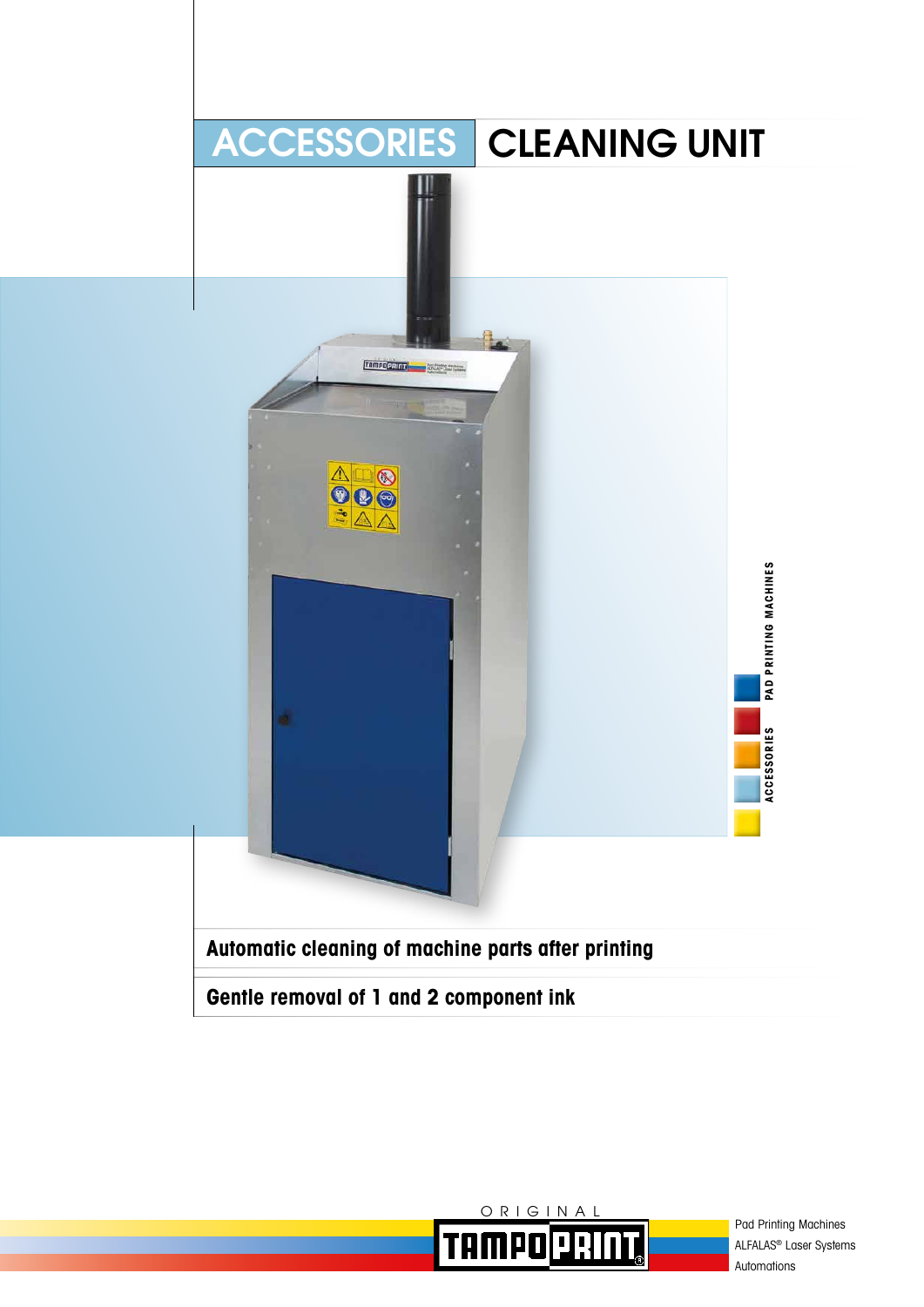# ACCESSORIES CLEANING UNIT

**Automatic cleaning of machine parts after printing**

**Gentle removal of 1 and 2 component ink**

PAD PRINTING MACHINES

ACCESSORIES

ORIGINAL TAMPOPRINT

Pad Printing Machines
ALFALAS® Laser Systems
Automations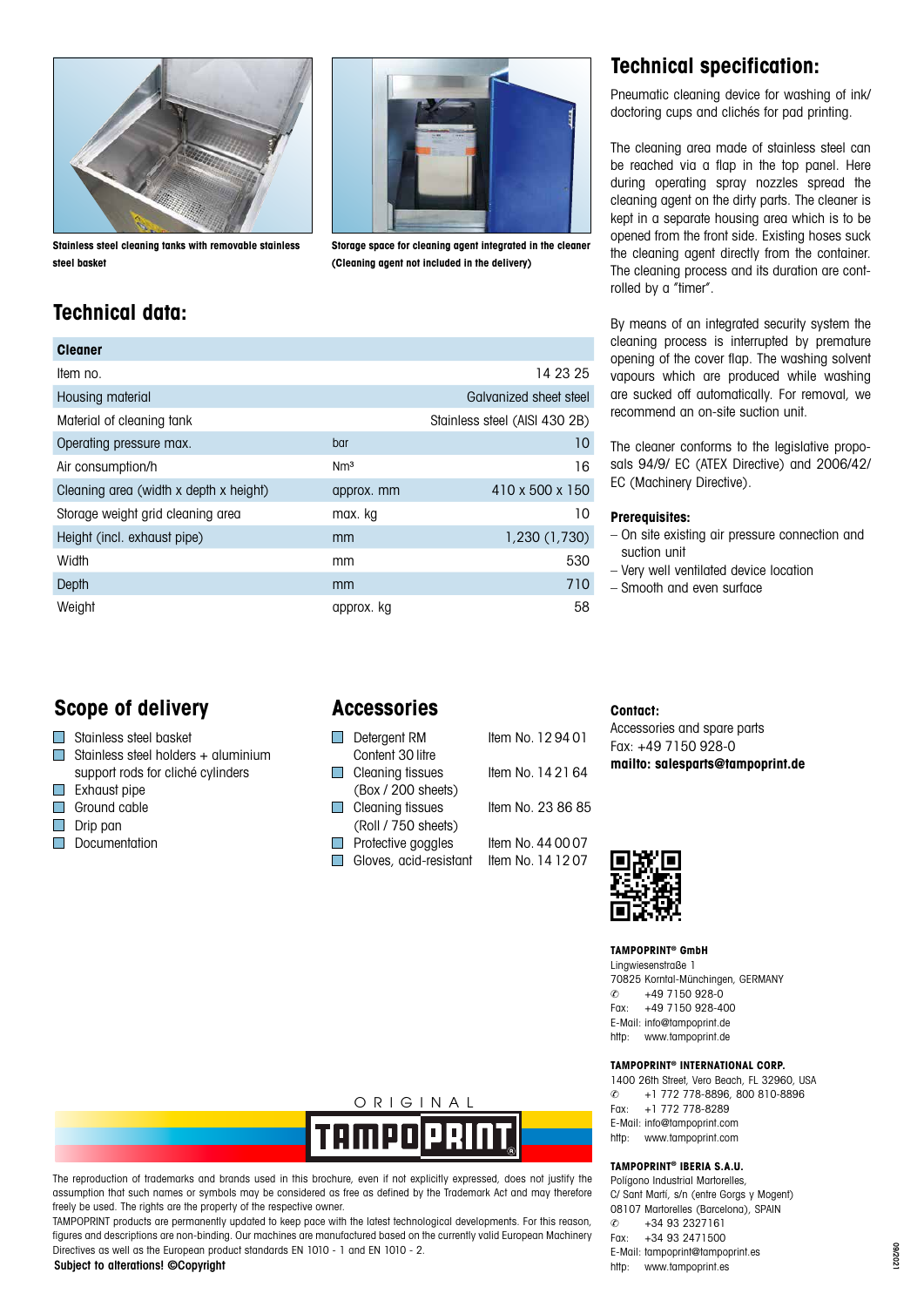Stainless steel cleaning tanks with removable stainless steel basket

Storage space for cleaning agent integrated in the cleaner (Cleaning agent not included in the delivery)

## Technical data:

| **Cleaner** | | |
|---|---|---|
| Item no. | | 14 23 25 |
| Housing material | | Galvanized sheet steel |
| Material of cleaning tank | | Stainless steel (AISI 430 2B) |
| Operating pressure max. | bar | 10 |
| Air consumption/h | Nm³ | 16 |
| Cleaning area (width x depth x height) | approx. mm | 410 x 500 x 150 |
| Storage weight grid cleaning area | max. kg | 10 |
| Height (incl. exhaust pipe) | mm | 1,230 (1,730) |
| Width | mm | 530 |
| Depth | mm | 710 |
| Weight | approx. kg | 58 |

## Technical specification:

Pneumatic cleaning device for washing of ink/doctoring cups and clichés for pad printing.

The cleaning area made of stainless steel can be reached via a flap in the top panel. Here during operating spray nozzles spread the cleaning agent on the dirty parts. The cleaner is kept in a separate housing area which is to be opened from the front side. Existing hoses suck the cleaning agent directly from the container. The cleaning process and its duration are controlled by a "timer".

By means of an integrated security system the cleaning process is interrupted by premature opening of the cover flap. The washing solvent vapours which are produced while washing are sucked off automatically. For removal, we recommend an on-site suction unit.

The cleaner conforms to the legislative proposals 94/9/ EC (ATEX Directive) and 2006/42/ EC (Machinery Directive).

**Prerequisites:**

- On site existing air pressure connection and suction unit
- Very well ventilated device location
- Smooth and even surface

## Scope of delivery

- Stainless steel basket
- Stainless steel holders + aluminium support rods for cliché cylinders
- Exhaust pipe
- Ground cable
- Drip pan
- Documentation

## Accessories

- Detergent RM Content 30 litre — Item No. 12 94 01
- Cleaning tissues (Box / 200 sheets) — Item No. 14 21 64
- Cleaning tissues (Roll / 750 sheets) — Item No. 23 86 85
- Protective goggles — Item No. 44 00 07
- Gloves, acid-resistant — Item No. 14 12 07

**Contact:**
Accessories and spare parts
Fax: +49 7150 928-0
**mailto: salesparts@tampoprint.de**

**TAMPOPRINT® GmbH**
Lingwiesenstraße 1
70825 Korntal-Münchingen, GERMANY
✆ +49 7150 928-0
Fax: +49 7150 928-400
E-Mail: info@tampoprint.de
http: www.tampoprint.de

**TAMPOPRINT® INTERNATIONAL CORP.**
1400 26th Street, Vero Beach, FL 32960, USA
✆ +1 772 778-8896, 800 810-8896
Fax: +1 772 778-8289
E-Mail: info@tampoprint.com
http: www.tampoprint.com

**TAMPOPRINT® IBERIA S.A.U.**
Polígono Industrial Martorelles,
C/ Sant Martí, s/n (entre Gorgs y Mogent)
08107 Martorelles (Barcelona), SPAIN
✆ +34 93 2327161
Fax: +34 93 2471500
E-Mail: tampoprint@tampoprint.es
http: www.tampoprint.es

ORIGINAL TAMPOPRINT

The reproduction of trademarks and brands used in this brochure, even if not explicitly expressed, does not justify the assumption that such names or symbols may be considered as free as defined by the Trademark Act and may therefore freely be used. The rights are the property of the respective owner.
TAMPOPRINT products are permanently updated to keep pace with the latest technological developments. For this reason, figures and descriptions are non-binding. Our machines are manufactured based on the currently valid European Machinery Directives as well as the European product standards EN 1010 - 1 and EN 1010 - 2.
**Subject to alterations! ©Copyright**

09/2021